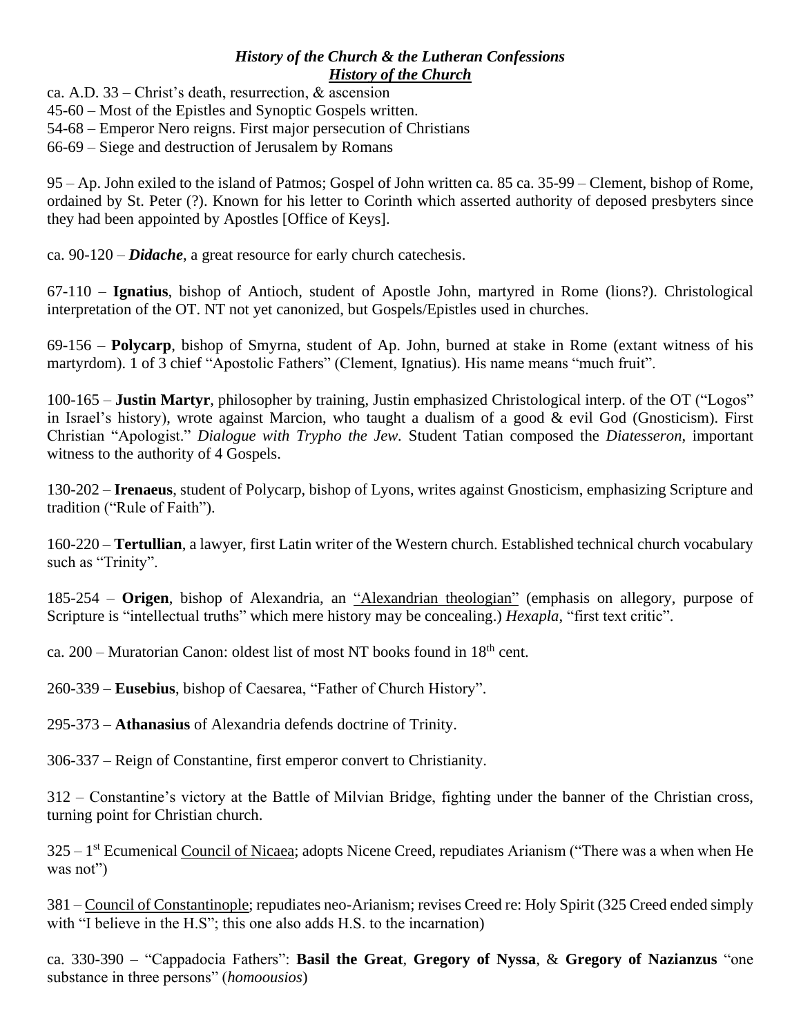### ***History of the Church & the Lutheran Confessions***
### ***<u>History of the Church</u>***

ca. A.D. 33 – Christ's death, resurrection, & ascension
45-60 – Most of the Epistles and Synoptic Gospels written.
54-68 – Emperor Nero reigns. First major persecution of Christians
66-69 – Siege and destruction of Jerusalem by Romans

95 – Ap. John exiled to the island of Patmos; Gospel of John written ca. 85 ca. 35-99 – Clement, bishop of Rome, ordained by St. Peter (?). Known for his letter to Corinth which asserted authority of deposed presbyters since they had been appointed by Apostles [Office of Keys].

ca. 90-120 – ***Didache***, a great resource for early church catechesis.

67-110 – **Ignatius**, bishop of Antioch, student of Apostle John, martyred in Rome (lions?). Christological interpretation of the OT. NT not yet canonized, but Gospels/Epistles used in churches.

69-156 – **Polycarp**, bishop of Smyrna, student of Ap. John, burned at stake in Rome (extant witness of his martyrdom). 1 of 3 chief "Apostolic Fathers" (Clement, Ignatius). His name means "much fruit".

100-165 – **Justin Martyr**, philosopher by training, Justin emphasized Christological interp. of the OT ("Logos" in Israel's history), wrote against Marcion, who taught a dualism of a good & evil God (Gnosticism). First Christian "Apologist." *Dialogue with Trypho the Jew.* Student Tatian composed the *Diatesseron*, important witness to the authority of 4 Gospels.

130-202 – **Irenaeus**, student of Polycarp, bishop of Lyons, writes against Gnosticism, emphasizing Scripture and tradition ("Rule of Faith").

160-220 – **Tertullian**, a lawyer, first Latin writer of the Western church. Established technical church vocabulary such as "Trinity".

185-254 – **Origen**, bishop of Alexandria, an <u>"Alexandrian theologian"</u> (emphasis on allegory, purpose of Scripture is "intellectual truths" which mere history may be concealing.) *Hexapla*, "first text critic".

ca. 200 – Muratorian Canon: oldest list of most NT books found in 18th cent.

260-339 – **Eusebius**, bishop of Caesarea, "Father of Church History".

295-373 – **Athanasius** of Alexandria defends doctrine of Trinity.

306-337 – Reign of Constantine, first emperor convert to Christianity.

312 – Constantine's victory at the Battle of Milvian Bridge, fighting under the banner of the Christian cross, turning point for Christian church.

325 – 1st Ecumenical <u>Council of Nicaea</u>; adopts Nicene Creed, repudiates Arianism ("There was a when when He was not")

381 – <u>Council of Constantinople</u>; repudiates neo-Arianism; revises Creed re: Holy Spirit (325 Creed ended simply with "I believe in the H.S"; this one also adds H.S. to the incarnation)

ca. 330-390 – "Cappadocia Fathers": **Basil the Great**, **Gregory of Nyssa**, & **Gregory of Nazianzus** "one substance in three persons" (*homoousios*)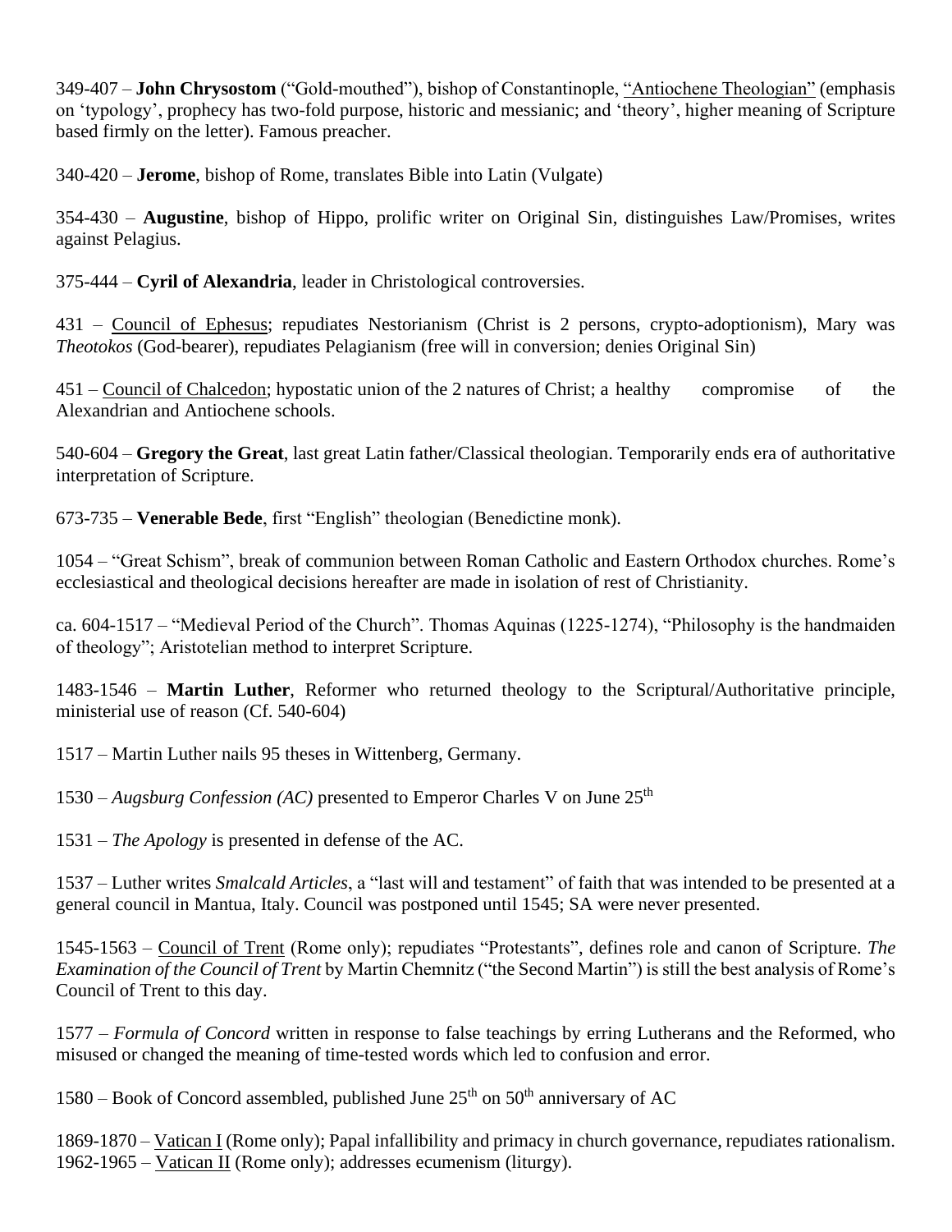349-407 – **John Chrysostom** (“Gold-mouthed”), bishop of Constantinople, “Antiochene Theologian” (emphasis on ‘typology’, prophecy has two-fold purpose, historic and messianic; and ‘theory’, higher meaning of Scripture based firmly on the letter). Famous preacher.

340-420 – **Jerome**, bishop of Rome, translates Bible into Latin (Vulgate)

354-430 – **Augustine**, bishop of Hippo, prolific writer on Original Sin, distinguishes Law/Promises, writes against Pelagius.

375-444 – **Cyril of Alexandria**, leader in Christological controversies.

431 – Council of Ephesus; repudiates Nestorianism (Christ is 2 persons, crypto-adoptionism), Mary was *Theotokos* (God-bearer), repudiates Pelagianism (free will in conversion; denies Original Sin)

451 – Council of Chalcedon; hypostatic union of the 2 natures of Christ; a healthy compromise of the Alexandrian and Antiochene schools.

540-604 – **Gregory the Great**, last great Latin father/Classical theologian. Temporarily ends era of authoritative interpretation of Scripture.

673-735 – **Venerable Bede**, first “English” theologian (Benedictine monk).

1054 – “Great Schism”, break of communion between Roman Catholic and Eastern Orthodox churches. Rome’s ecclesiastical and theological decisions hereafter are made in isolation of rest of Christianity.

ca. 604-1517 – “Medieval Period of the Church”. Thomas Aquinas (1225-1274), “Philosophy is the handmaiden of theology”; Aristotelian method to interpret Scripture.

1483-1546 – **Martin Luther**, Reformer who returned theology to the Scriptural/Authoritative principle, ministerial use of reason (Cf. 540-604)

1517 – Martin Luther nails 95 theses in Wittenberg, Germany.

1530 – *Augsburg Confession (AC)* presented to Emperor Charles V on June 25th

1531 – *The Apology* is presented in defense of the AC.

1537 – Luther writes *Smalcald Articles*, a “last will and testament” of faith that was intended to be presented at a general council in Mantua, Italy. Council was postponed until 1545; SA were never presented.

1545-1563 – Council of Trent (Rome only); repudiates “Protestants”, defines role and canon of Scripture. *The Examination of the Council of Trent* by Martin Chemnitz (“the Second Martin”) is still the best analysis of Rome’s Council of Trent to this day.

1577 – *Formula of Concord* written in response to false teachings by erring Lutherans and the Reformed, who misused or changed the meaning of time-tested words which led to confusion and error.

1580 – Book of Concord assembled, published June 25th on 50th anniversary of AC

1869-1870 – Vatican I (Rome only); Papal infallibility and primacy in church governance, repudiates rationalism.
1962-1965 – Vatican II (Rome only); addresses ecumenism (liturgy).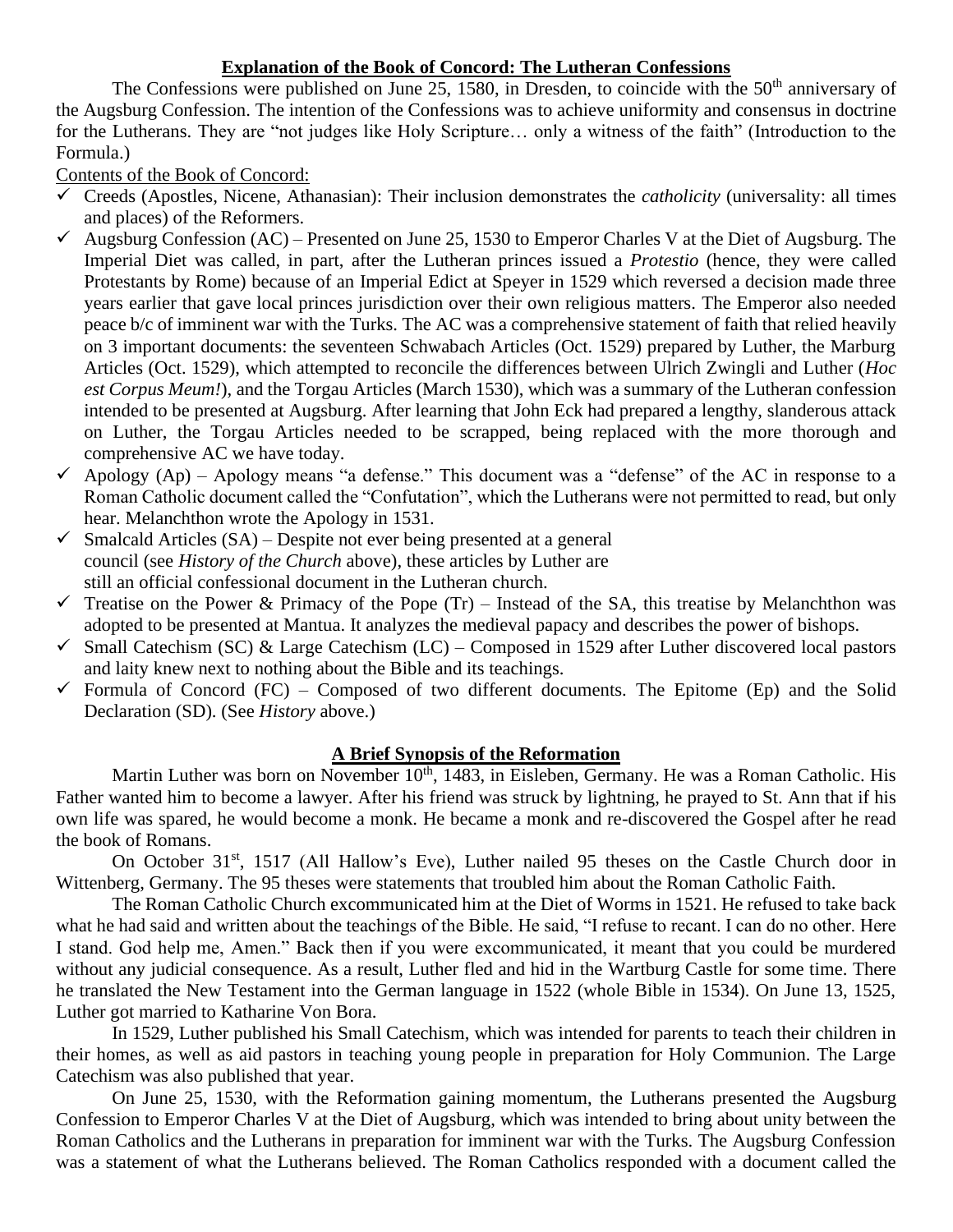**Explanation of the Book of Concord: The Lutheran Confessions**

The Confessions were published on June 25, 1580, in Dresden, to coincide with the 50th anniversary of the Augsburg Confession. The intention of the Confessions was to achieve uniformity and consensus in doctrine for the Lutherans. They are "not judges like Holy Scripture… only a witness of the faith" (Introduction to the Formula.)

Contents of the Book of Concord:

- ✓ Creeds (Apostles, Nicene, Athanasian): Their inclusion demonstrates the *catholicity* (universality: all times and places) of the Reformers.
- ✓ Augsburg Confession (AC) – Presented on June 25, 1530 to Emperor Charles V at the Diet of Augsburg. The Imperial Diet was called, in part, after the Lutheran princes issued a *Protestio* (hence, they were called Protestants by Rome) because of an Imperial Edict at Speyer in 1529 which reversed a decision made three years earlier that gave local princes jurisdiction over their own religious matters. The Emperor also needed peace b/c of imminent war with the Turks. The AC was a comprehensive statement of faith that relied heavily on 3 important documents: the seventeen Schwabach Articles (Oct. 1529) prepared by Luther, the Marburg Articles (Oct. 1529), which attempted to reconcile the differences between Ulrich Zwingli and Luther (*Hoc est Corpus Meum!*), and the Torgau Articles (March 1530), which was a summary of the Lutheran confession intended to be presented at Augsburg. After learning that John Eck had prepared a lengthy, slanderous attack on Luther, the Torgau Articles needed to be scrapped, being replaced with the more thorough and comprehensive AC we have today.
- ✓ Apology (Ap) – Apology means "a defense." This document was a "defense" of the AC in response to a Roman Catholic document called the "Confutation", which the Lutherans were not permitted to read, but only hear. Melanchthon wrote the Apology in 1531.
- ✓ Smalcald Articles (SA) – Despite not ever being presented at a general council (see *History of the Church* above), these articles by Luther are still an official confessional document in the Lutheran church.
- ✓ Treatise on the Power & Primacy of the Pope (Tr) – Instead of the SA, this treatise by Melanchthon was adopted to be presented at Mantua. It analyzes the medieval papacy and describes the power of bishops.
- ✓ Small Catechism (SC) & Large Catechism (LC) – Composed in 1529 after Luther discovered local pastors and laity knew next to nothing about the Bible and its teachings.
- ✓ Formula of Concord (FC) – Composed of two different documents. The Epitome (Ep) and the Solid Declaration (SD). (See *History* above.)

**A Brief Synopsis of the Reformation**

Martin Luther was born on November 10th, 1483, in Eisleben, Germany. He was a Roman Catholic. His Father wanted him to become a lawyer. After his friend was struck by lightning, he prayed to St. Ann that if his own life was spared, he would become a monk. He became a monk and re-discovered the Gospel after he read the book of Romans.

On October 31st, 1517 (All Hallow's Eve), Luther nailed 95 theses on the Castle Church door in Wittenberg, Germany. The 95 theses were statements that troubled him about the Roman Catholic Faith.

The Roman Catholic Church excommunicated him at the Diet of Worms in 1521. He refused to take back what he had said and written about the teachings of the Bible. He said, "I refuse to recant. I can do no other. Here I stand. God help me, Amen." Back then if you were excommunicated, it meant that you could be murdered without any judicial consequence. As a result, Luther fled and hid in the Wartburg Castle for some time. There he translated the New Testament into the German language in 1522 (whole Bible in 1534). On June 13, 1525, Luther got married to Katharine Von Bora.

In 1529, Luther published his Small Catechism, which was intended for parents to teach their children in their homes, as well as aid pastors in teaching young people in preparation for Holy Communion. The Large Catechism was also published that year.

On June 25, 1530, with the Reformation gaining momentum, the Lutherans presented the Augsburg Confession to Emperor Charles V at the Diet of Augsburg, which was intended to bring about unity between the Roman Catholics and the Lutherans in preparation for imminent war with the Turks. The Augsburg Confession was a statement of what the Lutherans believed. The Roman Catholics responded with a document called the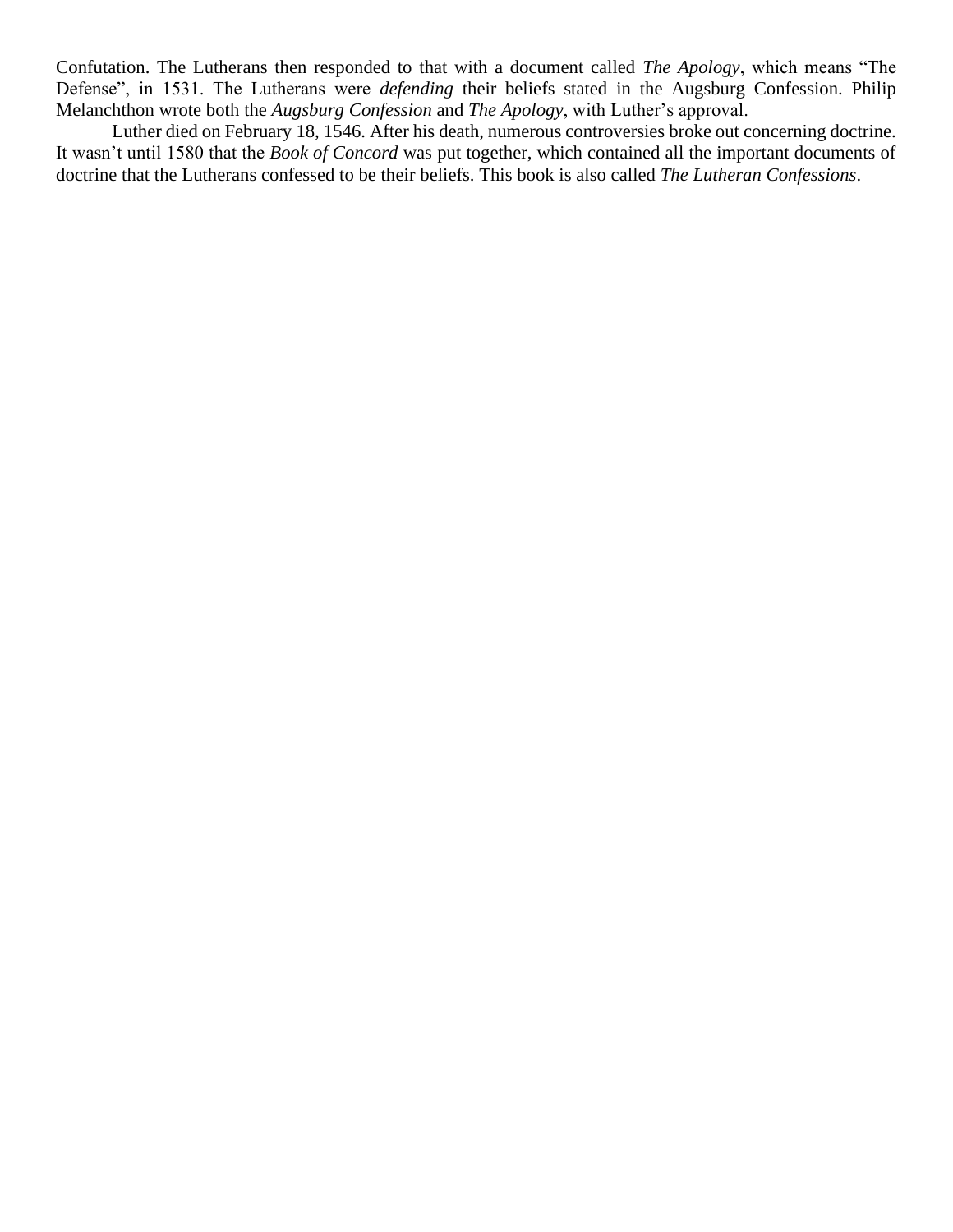Confutation. The Lutherans then responded to that with a document called *The Apology*, which means "The Defense", in 1531. The Lutherans were *defending* their beliefs stated in the Augsburg Confession. Philip Melanchthon wrote both the *Augsburg Confession* and *The Apology*, with Luther's approval.

Luther died on February 18, 1546. After his death, numerous controversies broke out concerning doctrine. It wasn't until 1580 that the *Book of Concord* was put together, which contained all the important documents of doctrine that the Lutherans confessed to be their beliefs. This book is also called *The Lutheran Confessions*.